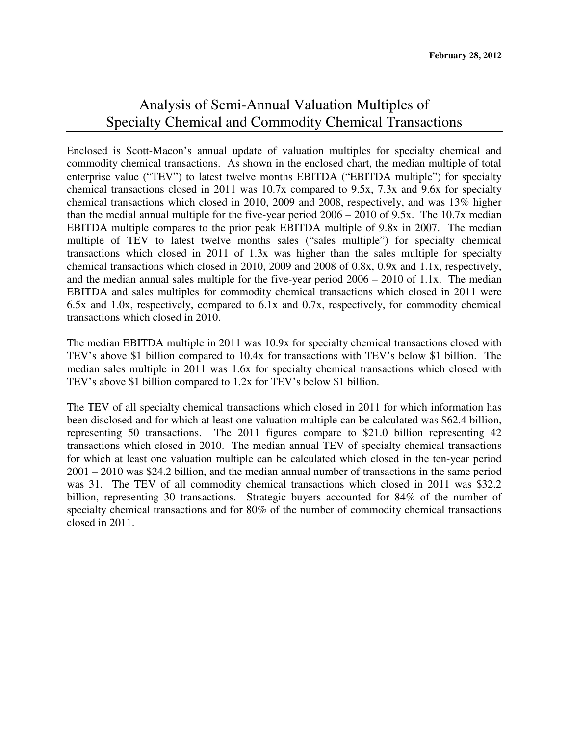**February 28, 2012**

# Analysis of Semi-Annual Valuation Multiples of Specialty Chemical and Commodity Chemical Transactions

Enclosed is Scott-Macon's annual update of valuation multiples for specialty chemical and commodity chemical transactions. As shown in the enclosed chart, the median multiple of total enterprise value ("TEV") to latest twelve months EBITDA ("EBITDA multiple") for specialty chemical transactions closed in 2011 was 10.7x compared to 9.5x, 7.3x and 9.6x for specialty chemical transactions which closed in 2010, 2009 and 2008, respectively, and was 13% higher than the medial annual multiple for the five-year period 2006 – 2010 of 9.5x. The 10.7x median EBITDA multiple compares to the prior peak EBITDA multiple of 9.8x in 2007. The median multiple of TEV to latest twelve months sales ("sales multiple") for specialty chemical transactions which closed in 2011 of 1.3x was higher than the sales multiple for specialty chemical transactions which closed in 2010, 2009 and 2008 of 0.8x, 0.9x and 1.1x, respectively, and the median annual sales multiple for the five-year period 2006 – 2010 of 1.1x. The median EBITDA and sales multiples for commodity chemical transactions which closed in 2011 were 6.5x and 1.0x, respectively, compared to 6.1x and 0.7x, respectively, for commodity chemical transactions which closed in 2010.

The median EBITDA multiple in 2011 was 10.9x for specialty chemical transactions closed with TEV's above $1 billion compared to 10.4x for transactions with TEV's below $1 billion. The median sales multiple in 2011 was 1.6x for specialty chemical transactions which closed with TEV's above $1 billion compared to 1.2x for TEV's below $1 billion.

The TEV of all specialty chemical transactions which closed in 2011 for which information has been disclosed and for which at least one valuation multiple can be calculated was $62.4 billion, representing 50 transactions. The 2011 figures compare to $21.0 billion representing 42 transactions which closed in 2010. The median annual TEV of specialty chemical transactions for which at least one valuation multiple can be calculated which closed in the ten-year period 2001 – 2010 was $24.2 billion, and the median annual number of transactions in the same period was 31. The TEV of all commodity chemical transactions which closed in 2011 was $32.2 billion, representing 30 transactions. Strategic buyers accounted for 84% of the number of specialty chemical transactions and for 80% of the number of commodity chemical transactions closed in 2011.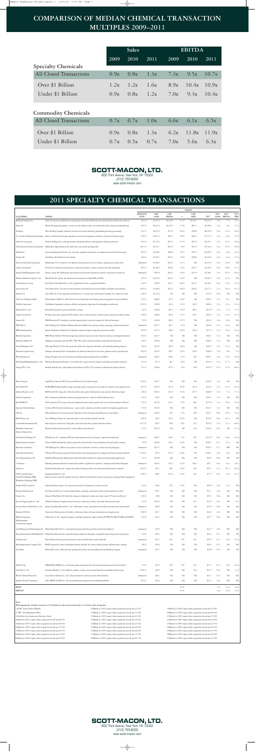# COMPARISON OF MEDIAN CHEMICAL TRANSACTION MULTIPLES 2009–2011

| | Sales | | | EBITDA | | |
|---|---|---|---|---|---|---|
| | 2009 | 2010 | 2011 | 2009 | 2010 | 2011 |
| **Specialty Chemicals** | | | | | | |
| All Closed Transactions | 0.9x | 0.8x | 1.3x | 7.3x | 9.5x | 10.7x |
| Over $1 Billion | 1.2x | 1.2x | 1.6x | 8.9x | 10.4x | 10.9x |
| Under $1 Billion | 0.9x | 0.8x | 1.2x | 7.0x | 9.3x | 10.4x |
| **Commodity Chemicals** | | | | | | |
| All Closed Transactions | 0.7x | 0.7x | 1.0x | 6.6x | 6.1x | 6.5x |
| Over $1 Billion | 0.9x | 0.8x | 1.3x | 6.2x | 11.8x | 11.9x |
| Under $1 Billion | 0.7x | 0.5x | 0.7x | 7.0x | 5.6x | 6.3x |

**SCOTT-MACON, LTD.**
800 Third Avenue, New York, NY 10022
(212) 755-8200
www.scott-macon.com

# 2011 SPECIALTY CHEMICAL TRANSACTIONS

| ACQUIRER(S) | TARGET |
|---|---|
| Berkshire Hathaway Inc. | Lubrizol Corporation |
| Solvay SA | Rhodia SA |
| Ecolab Inc. | Nalco Holding Company |
| E. I. du Pont de Nemours and Company | Danisco A/S |
| Nobel Oil Corporation | Grace Sunrise Holdings, Inc. |
| China National Chemical Corporation | Makhteshim Agan Industries Ltd. |
| Ashland Inc. | International Specialty Products, Inc. |
| Clariant AG | Süd-Chemie AG |
| Albemarle International Corporation | Rockwood Specialties, Inc. |
| Cargill, Incorporated | Provimi S.A. |
| Apollo Global Management, LLC | Taminco Group NV |
| Windsor Industrial Group Co., Ltd | Bluestar Silicones |
| Lanxess Emissions Corp. | Sasol Solvents |
| Lanxess Group AG | Aselia Chemicals Inc. |
| Arkema S.A. | Total's Coatings Business |
| Total Gmbh Holdings GmbH | PolyOne Resins |
| PolyOne Corporation | ColorMatrix Corporation |
| Cargill, Incorporated | Rosewell Coatings Ltd. |
| Lonza AG | Arch Chemicals, Inc. |
| NB FuRu Co. | Rohm Holding AG |
| BPIM International Inc. | Kemira's Industrials & Organics Unit |
| Elemental Corporation | BPGH Water Additives Ltd. |
| Marathon SAB de CV | Alphagary Corporation |
| United Phosphorus Ltd. | DVA Agro Brazil |
| Prosessum Capital Group | Champion Intermediates Ltd. |
| PPG Industries Inc. | Dyrup A/S |
| Zibo Ningda Minong Industry Co., Ltd. | Shandong Haiyang Chemicals Co., Ltd. |
| Huang LSP Co. Ltd. | Shandong Xinteng Co. Ltd. |
| Kemi Group plc. | Cargill Flavor Systems (UK) Ltd. |
| Akzo Nobel NV | SCHRAMM Holding GmbH |
| Elementis Kanon Co Ltd. | SDS Biotech K.K. |
| Lubrizol Corporation | Nalco Company's performance products group |
| Royal DSM N.V. | ALG Corporation |
| Exponent Partners Europe | Circopra S.A. |
| CDW, Inc. | Sollens Industries Ltd. |
| Kiel2 Systems, Inc. | Textis Holdings Ltd. |
| Cornerstone International Ltd. | Silver Organics Corporate Ltd. |
| Mitsubishi Corporation; Mitsui Chemicals Inc. | Rhizomesys Specialty Chemicals Inc. |
| Seed Partners Holdings LP | JPM Industries, Inc. |
| Hughes Industries Limited | Vertex GmbH |
| Brian Resin & Partners | GRT Holdings Ltd. |
| Colds Bay Gas Partners | CIX Zores UW |
| Accel Industrievertrieb AG | Technology Waterproofing AB |
| G-Chemicals | Wanxiang International Limited |
| Solvias Inc. | Southwall Technologies Inc. |
| CITGC Capital Partners; Castle Rock Holdings (PBL); Wealth Rock Holdings (PBL) | Hygrodynamic Films Co., Ltd. |
| Northen Delta Group Ltd. | Industrial Quimica Lastra, S.A. |
| Pharmos Industries Ltd. | Det Hansen India |
| Armoredy Inc. | Advanced Thin Films, LLC |
| Rea olla Norges Staples Co., Ltd. | Vakhsha Chemical Company Limited |
| Genese Advanced Materials Co., Ltd. | Jiangsu Guoshong Runcorsteh Co., Ltd. |
| Praxonus (UK) Ltd. | Amies (Ltd.) |
| Hitachi Corporation; Hollis International; & Consulting Company | JL Polymers Co., Ltd. |
| Great Pharmaceutical Design Company Ltd. | Wuhan Kemi-Wai Tech Co. Ltd. |
| Henneman Investments (Netherlands) B.V. | Luther Petrochemicals Ltd. |
| ICM Resources | Water National Chemicals Limited |
| Hetal Improvement Company, LLC | BASF Corporation's carbon technologies business |
| Jin Jin Bao | Dalian Jide Co. Ltd. |
| Tolbard & Op | YEKKOKIA ZURKA A.s. |
| Greenline Co. Ltd. | Greenline Brands Co., Ltd. |
| Wacker Chemicals Korea Inc. | Lucky Silicone Industry Co., Ltd. |
| Quaker Chemical Corporation | G.W. SMITH & SONS, Inc. |

| | TEV/SALES | TEV/EBITDA | TEV/EBIT |
|---|---|---|---|
| MEAN | 1.7x | 11.1x | 14.8x |
| MEDIAN | 1.3x | 10.7x | 14.7x |

**SCOTT-MACON, LTD.**
800 Third Avenue, New York, NY 10022
(212) 755-8200
www.scott-macon.com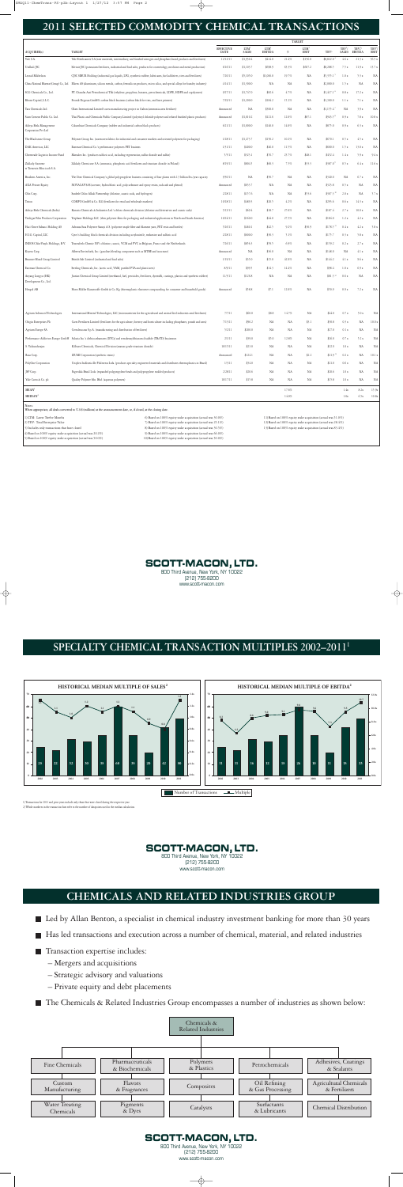# 2011 SELECTED COMMODITY CHEMICAL TRANSACTIONS

| ACQUIRER(s) | TARGET | EFFECTIVE DATE | LTM SALES | LTM EBITDA | % | LTM DEBT | TEV[1] | TEV/SALES | TEV/EBITDA | TEV/EBIT |
|---|---|---|---|---|---|---|---|---|---|---|
| Yara S.A. | Yara Fertilizantes S.A. (raw materials, intermediary and finished nitrogen and phosphate based products and fertilizers) | 12/21/11 | $1,950.4 | $224.0 | 11.4% | $735.0 | $3,822.0 [3] | 2.0 x | 17.1 x | 30.5 x |
| Uralkali JSC | Silvinit JSC (potassium fertilizers, industrial and feed salts, products for cosmetology, medicine and metal production) | 6/30/11 | $1,435.7 | $808.9 | 56.3% | $807.2 | $8,188.7 | 7.7 x | 12.9 x | 15.7 x |
| Linstad Mülleführ | CSIC SIRCH Holding (industrial gas liquids, LPG, synthetic rubber lubricants, hot lubricants, tires and fertilizers) | 7/20/11 | $5,583.0 | $1,406.0 | 25.2% | NA | $5,979.1 [3] | 1.8 x | 5.5 x | NA |
| China National Bluestar (Group) Co., Ltd | Elkem AS (aluminum, silicon metals, carbon, ferrosilicon products, micro silica, and special alloys for foundry industry) | 4/14/11 | $1,900.0 | NA | NA | NA | $2,000.0 | 1.1 x | NA | NA |
| SCG Chemicals Co., Ltd | PT Chandra Asri Petrochemical Tbk (ethylene, propylene, butanes, pyrochemicals, LDPE, HDPE and copolymers) | 9/27/11 | $1,747.0 | $82.0 | 4.7% | NA | $1,411.7 [3] | 0.8 x | 17.2 x | NA |
| Bhiwe Capital L.L.C. | Evonik Degussa GmbH's carbon black business (carbon black for tires, and laser printers) | 7/29/11 | $1,298.0 | $284.2 | 17.3% | NA | $1,300.0 | 1.1 x | 7.1 x | NA |
| Tata Chemicals Ltd. | Ghana International Limited's urea manufacturing project in Gabon (ammonia urea fertilizer) | Announced | NA | $309.0 | NA | NA | $1,175.0 | NA | 3.8 x | NA |
| Siam Cement Public Co. Ltd. | Thai Plastic and Chemicals Public Company Limited (polyvinyl chloride polymer and related finished plastic products) | 7/26/11 | $1,001.1 | $121.0 | 12.0% | $87.1 | $965.5 [3] | 0.9 x | 7.8 x | 10.6 x |
| Adtiya Birla Management Corporation Pvt Ltd | Columbian Chemicals Company (rubber and industrial carbon black products) | 8/11/11 | $1,000.0 | $140.0 | 14.0% | NA | $875.0 | 0.9 x | 6.1 x | NA |
| The Blackstone Group | Polymer Group Inc. (nonwoven fabrics for industrial and consumer markets and oriented polymers for packaging) | 1/28/11 | $1,473.7 | $151.2 | 10.3% | NA | $670.1 | 0.5 x | 4.5 x | NA |
| DAK Americas, Ltd. | Eastman Chemical Co.'s performance polymers PET business | 1/31/11 | $680.0 | $80.0 | 11.7% | NA | $600.0 | 1.7 x | 13.9 x | NA |
| Chemtrade Logistics Income Fund | Marsulex Inc. (products/services co. including regeneration, sulfur dioxide and sulfate) | 3/9/11 | $415.2 | $74.7 | 18.0% | $80.1 | $454.6 | 1.1 x | 7.9 x | 9.6 x |
| Zakłady Azotowe w Tarnowie-Mościcach S.A. | Zakłady Chemiczne S.A. (ammonia, phosphoric acid fertilizers and titanium dioxide in Poland) | 8/30/11 | $886.5 | $58.7 | 7.5% | $53.5 | $387.0 [3] | 0.5 x | 6.4 x | 11.6 x |
| Modern America Inc. | The Dow Chemical Company's global polypropylene business consisting of four plants with 2.1 billion lbs./year capacity | 9/30/11 | NA | $36.7 | NA | NA | $340.0 | NA | 6.7 x | NA |
| AXA Private Equity | NOVACAP SAS (acetone, hydrochloric acid, polycarbonate and epoxy resins, solvents and phenol) | Announced | $685.7 | NA | NA | NA | $325.0 | 0.5 x | NA | NA |
| Olin Corp. | Sunbelt Chlor Alkali Partnership (chlorine, caustic soda and hydrogen) | 2/28/11 | $257.0 | NA | NA | $73.0 | $307.3 [3] | 2.0 x | NA | 5.7 x |
| Tessco | COMPO GmbH & Co. KG (fertilizers for retail and wholesale markets) | 10/28/11 | $469.5 | $30.7 | 4.2% | NA | $295.6 | 0.6 x | 12.1 x | NA |
| Adtiya Birla Chemicals (India) | Kemira Chemicals & Industries Ltd.'s chlor-chemicals business (chlorine and derivatives and caustic soda) | 5/31/11 | $84.6 | $36.7 | 27.8% | NA | $187.4 | 0.7 x | 10.8 x | NA |
| Transpar Fibre Products Corporation | Trydent Holdings LLC (fiber polymer fibre for packaging and industrial applications in North and South America) | 10/11/11 | $550.0 | $44.0 | 27.9% | NA | $186.0 | 1.2 x | 4.2 x | NA |
| Plas Grant Islands Holding AB | Advanced Sea Polymer Luxury A.S. (polyester staple fiber and filament yarn, PET resin and bottles) | 7/20/11 | $481.4 | $42.7 | 5.0% | $58.9 | $179.7 [3] | 0.4 x | 4.2 x | 7.8 x |
| H.I.G. Capital, LLC | Cytec's building block chemicals division including acrylonitrile, melamine and sulfuric acid | 2/28/11 | $600.0 | $30.1 | 5.5% | NA | $175.7 | 0.3 x | 5.8 x | NA |
| INEOS Vinyls/Trade Holdings B.V. | Tessenderlo Chemie NV's chlorine, caustic, VCM and PVC in Belgium, France and the Netherlands | 7/26/11 | $856.3 | $70.7 | 8.0% | NA | $178.2 | 0.2 x | 2.7 x | NA |
| Koppers Corp. | Affinia Enterprises, Inc. (specialty blending components such as MTBE and isooctane) | Announced | NA | $36.9 | NA | NA | $146.0 | NA | 4.1 x | NA |
| Rhodia/Sumit Group Limited | Rhodia Sub Limited (industrial and food salts) | 1/30/11 | $93.0 | $31.0 | 33.3% | NA | $142.2 | 1.5 x | 9.6 x | NA |
| Eastman Chemical Co. | Sterling Chemicals, Inc. (acetic acid, VAM, purified PVA and plasticizers) | 8/9/11 | $89.5 | $12.7 | 14.2% | NA | $99.6 | 1.1 x | 6.9 x | NA |
| Anning Lengyou (HK) Development Co., Ltd | Jinfan Chemical Group Limited (synthetical, fuel, peroxides, fertilizers, chemicals, coatings, plastics and synthetic rubber) | 12/9/11 | $129.8 | NA | NA | NA | $81.5 [3] | 0.6 x | NA | NA |
| Nexpol AB | Wacor Bilder Kunststoffe GmbH & Co. Kg (thermoplastic elastomer compounding for consumer and household goods) | Announced | $78.9 | $7.1 | 9.0% | NA | $76.0 | 0.9 x | 7.2 x | NA |
| Agrium Advanced Technologies | International Mineral Technologies, LLC (micronutrients for the agricultural and animal feed industries and fertilizers) | 7/7/11 | $83.0 | $6.0 | 14.7% | NA | $44.0 | 0.7 x | 5.0 x | NA |
| Oregon Enterprises PA | Cesto Fertilizer Limited (fertilizers for the agriculture, forestry and horticulture including phosphate, potash and urea) | 7/15/11 | $96.3 | NA | NA | $5.1 | $30.8 | 0.3 x | NA | 10.8 x |
| Agrium Europe SA | Cereplas mosa S.p.A. (manufacturing and distribution of fertilizers) | 7/2/11 | $366.8 | NA | NA | NA | $27.8 | 0.1 x | NA | NA |
| Performance Additives Europe GmbH | Sobaco Inc.'s dithiocarbamates (DTCs) and tetrabenzylthiuram disulfide (TBzTD) businesses | 2/1/11 | $35.4 | $5.0 | 12.8% | NA | $26.0 | 0.7 x | 5.2 x | NA |
| S. Vishanadevaye | Kilburn Chemicals, Chemical Division (anatase grade titanium dioxide) | 10/17/11 | $11.0 | NA | NA | NA | $12.0 | 1.0 x | NA | NA |
| Ruta Corp. | IZUMI Corporation (synthetic resins) | Announced | $114.1 | NA | NA | $1.2 | $11.9 [3] | 0.1 x | NA | 10.1 x |
| PolyOne Corporation | Uniplas India and Sri Polimeros Ltd. (synthetic specialty engineered materials and distributor thermoplastics in Brazil) | 1/3/11 | $34.8 | NA | NA | NA | $11.0 | 0.3 x | NA | NA |
| JSP Corp | Pageable Burd Sculs (expanded polypropylene beads and polypropylene molded products) | 2/28/11 | $26.0 | NA | NA | NA | $10.0 | 1.0 x | NA | NA |
| Tyler Comm & Co. plc | Quality Polymer Sdn. Bhd. (styrenic polymers) | 10/17/11 | $37.8 | NA | NA | NA | $17.8 | 1.8 x | NA | NA |
| MEAN[4] | | | | | 17.6% | | | 1.0x | 8.2x | 11.3x |
| MEDIAN[4] | | | | | 14.0% | | | 0.9x | 6.9x | 10.6x |

Notes:
When appropriate, all deals converted to U.S.$ (millions) at the announcement date, or, if closed, at the closing date.

1) LTM - Latest Twelve Months
2) TEV - Total Enterprise Value
3) Includes only transactions that have closed
4) Based on 100% equity under acquisition (actual was 10.0%)
5) Based on 100% equity under acquisition (actual was 30.0%)
6) Based on 100% equity under acquisition (actual was 50.0%)
7) Based on 100% equity under acquisition (actual was 25.0%)
8) Based on 100% equity under acquisition (actual was 50.0%)
9) Based on 100% equity under acquisition (actual was 66.0%)
10) Based on 100% equity under acquisition (actual was 50.0%)
11) Based on 100% equity under acquisition (actual was 51.0%)
12) Based on 100% equity under acquisition (actual was 78.0%)
13) Based on 100% equity under acquisition (actual was 85.0%)

**SCOTT-MACON, LTD.**
800 Third Avenue, New York, NY 10022
(212) 755-8200
www.scott-macon.com

# SPECIALTY CHEMICAL TRANSACTION MULTIPLES 2002–2011[1]

**HISTORICAL MEDIAN MULTIPLE OF SALES[2]**

**HISTORICAL MEDIAN MULTIPLE OF EBITDA[2]**

Number of Transactions — Multiple

1) Transactions for 2011 and prior years include only those that were closed during the respective year.
2) Whole numbers in the transaction bars refer to the number of transactions used for the median calculation.

**SCOTT-MACON, LTD.**
800 Third Avenue, New York, NY 10022
(212) 755-8200
www.scott-macon.com

# CHEMICALS AND RELATED INDUSTRIES GROUP

- Led by Allan Benton, a specialist in chemical industry investment banking for more than 30 years
- Has led transactions and execution across a number of chemical, material, and related industries
- Transaction expertise includes:
  - Mergers and acquisitions
  - Strategic advisory and valuations
  - Private equity and debt placements
- The Chemicals & Related Industries Group encompasses a number of industries as shown below:

Chemicals & Related Industries

Fine Chemicals
Pharmaceuticals & Biochemicals
Polymers & Plastics
Petrochemicals
Adhesives, Coatings & Sealants
Custom Manufacturing
Flavors & Fragrances
Composites
Oil Refining & Gas Processing
Agricultural Chemicals & Fertilizers
Water Treating Chemicals
Pigments & Dyes
Catalysts
Surfactants & Lubricants
Chemical Distribution

**SCOTT-MACON, LTD.**
800 Third Avenue, New York, NY 10022
(212) 755-8200
www.scott-macon.com